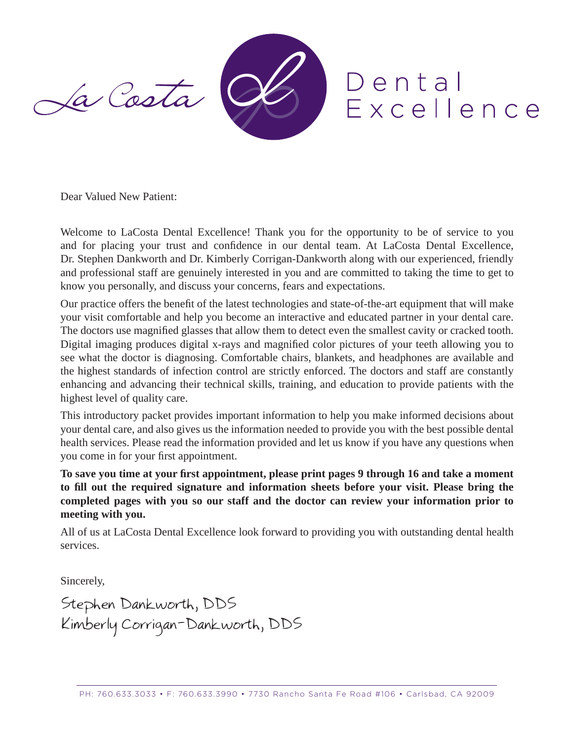# La Costa Dental Excellence

Dear Valued New Patient:

Welcome to LaCosta Dental Excellence! Thank you for the opportunity to be of service to you and for placing your trust and confidence in our dental team. At LaCosta Dental Excellence, Dr. Stephen Dankworth and Dr. Kimberly Corrigan-Dankworth along with our experienced, friendly and professional staff are genuinely interested in you and are committed to taking the time to get to know you personally, and discuss your concerns, fears and expectations.

Our practice offers the benefit of the latest technologies and state-of-the-art equipment that will make your visit comfortable and help you become an interactive and educated partner in your dental care. The doctors use magnified glasses that allow them to detect even the smallest cavity or cracked tooth. Digital imaging produces digital x-rays and magnified color pictures of your teeth allowing you to see what the doctor is diagnosing. Comfortable chairs, blankets, and headphones are available and the highest standards of infection control are strictly enforced. The doctors and staff are constantly enhancing and advancing their technical skills, training, and education to provide patients with the highest level of quality care.

This introductory packet provides important information to help you make informed decisions about your dental care, and also gives us the information needed to provide you with the best possible dental health services. Please read the information provided and let us know if you have any questions when you come in for your first appointment.

**To save you time at your first appointment, please print pages 9 through 16 and take a moment to fill out the required signature and information sheets before your visit. Please bring the completed pages with you so our staff and the doctor can review your information prior to meeting with you.**

All of us at LaCosta Dental Excellence look forward to providing you with outstanding dental health services.

Sincerely,

Stephen Dankworth, DDS
Kimberly Corrigan-Dankworth, DDS

PH: 760.633.3033 • F: 760.633.3990 • 7730 Rancho Santa Fe Road #106 • Carlsbad, CA 92009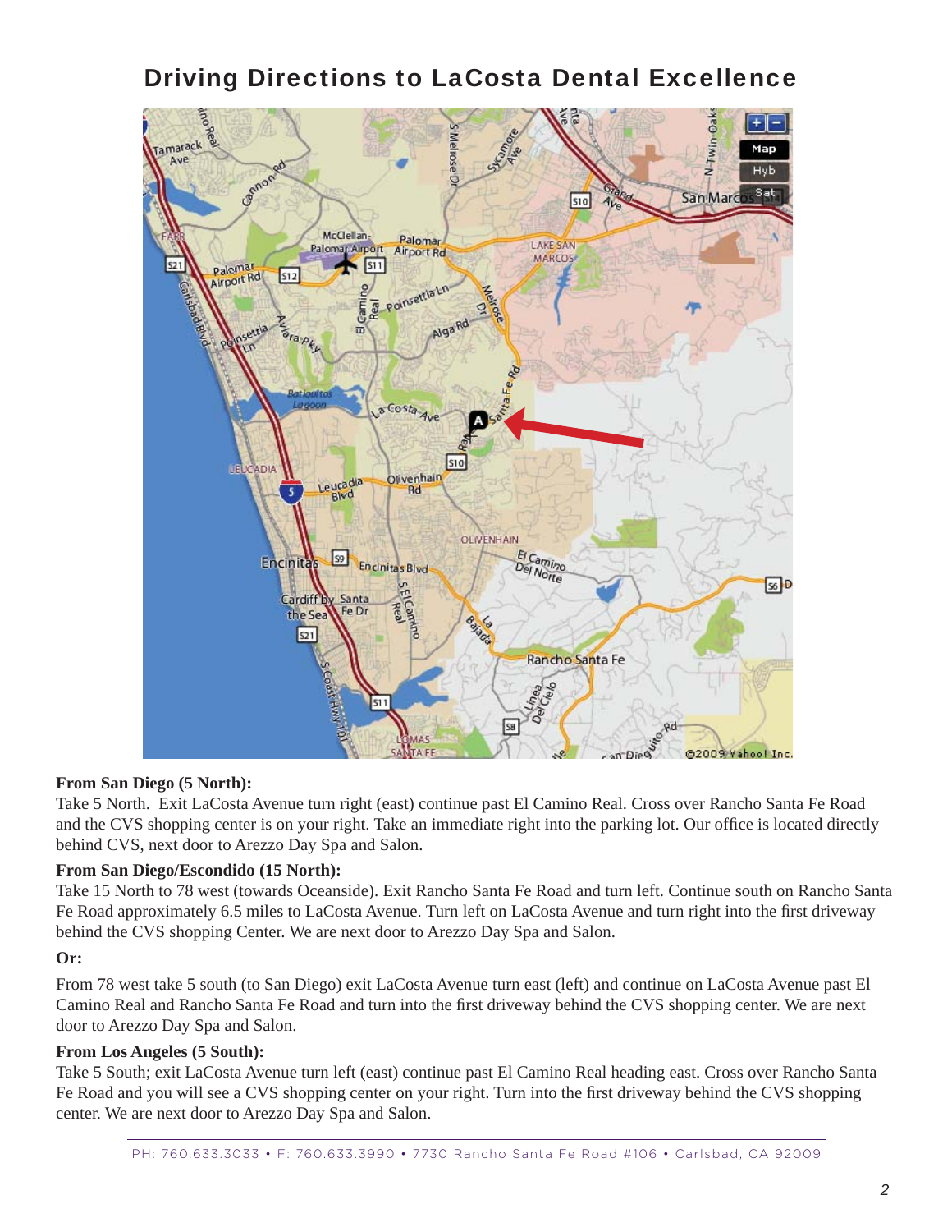# Driving Directions to LaCosta Dental Excellence

**From San Diego (5 North):**
Take 5 North. Exit LaCosta Avenue turn right (east) continue past El Camino Real. Cross over Rancho Santa Fe Road and the CVS shopping center is on your right. Take an immediate right into the parking lot. Our office is located directly behind CVS, next door to Arezzo Day Spa and Salon.

**From San Diego/Escondido (15 North):**
Take 15 North to 78 west (towards Oceanside). Exit Rancho Santa Fe Road and turn left. Continue south on Rancho Santa Fe Road approximately 6.5 miles to LaCosta Avenue. Turn left on LaCosta Avenue and turn right into the first driveway behind the CVS shopping Center. We are next door to Arezzo Day Spa and Salon.

**Or:**

From 78 west take 5 south (to San Diego) exit LaCosta Avenue turn east (left) and continue on LaCosta Avenue past El Camino Real and Rancho Santa Fe Road and turn into the first driveway behind the CVS shopping center. We are next door to Arezzo Day Spa and Salon.

**From Los Angeles (5 South):**
Take 5 South; exit LaCosta Avenue turn left (east) continue past El Camino Real heading east. Cross over Rancho Santa Fe Road and you will see a CVS shopping center on your right. Turn into the first driveway behind the CVS shopping center. We are next door to Arezzo Day Spa and Salon.

PH: 760.633.3033 • F: 760.633.3990 • 7730 Rancho Santa Fe Road #106 • Carlsbad, CA 92009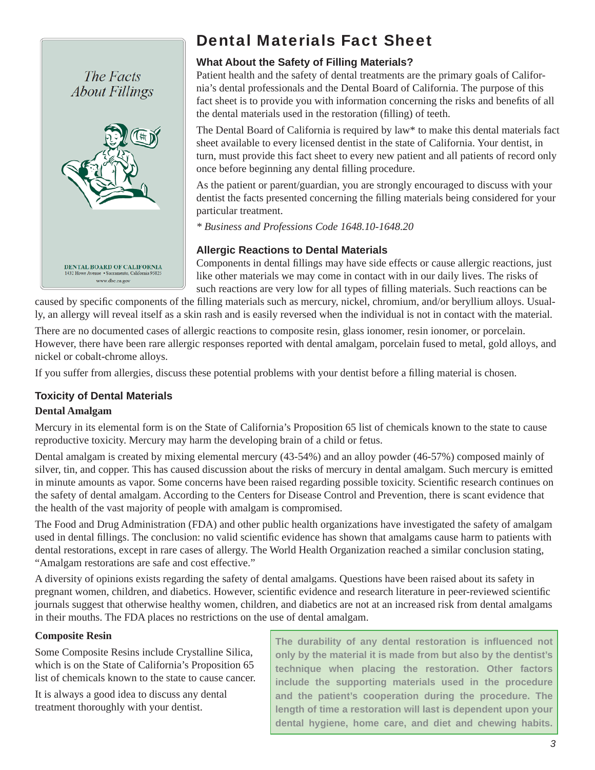# Dental Materials Fact Sheet

### What About the Safety of Filling Materials?

Patient health and the safety of dental treatments are the primary goals of California's dental professionals and the Dental Board of California. The purpose of this fact sheet is to provide you with information concerning the risks and benefits of all the dental materials used in the restoration (filling) of teeth.

The Dental Board of California is required by law* to make this dental materials fact sheet available to every licensed dentist in the state of California. Your dentist, in turn, must provide this fact sheet to every new patient and all patients of record only once before beginning any dental filling procedure.

As the patient or parent/guardian, you are strongly encouraged to discuss with your dentist the facts presented concerning the filling materials being considered for your particular treatment.

*\* Business and Professions Code 1648.10-1648.20*

### Allergic Reactions to Dental Materials

Components in dental fillings may have side effects or cause allergic reactions, just like other materials we may come in contact with in our daily lives. The risks of such reactions are very low for all types of filling materials. Such reactions can be caused by specific components of the filling materials such as mercury, nickel, chromium, and/or beryllium alloys. Usually, an allergy will reveal itself as a skin rash and is easily reversed when the individual is not in contact with the material.

There are no documented cases of allergic reactions to composite resin, glass ionomer, resin ionomer, or porcelain. However, there have been rare allergic responses reported with dental amalgam, porcelain fused to metal, gold alloys, and nickel or cobalt-chrome alloys.

If you suffer from allergies, discuss these potential problems with your dentist before a filling material is chosen.

### Toxicity of Dental Materials

**Dental Amalgam**

Mercury in its elemental form is on the State of California's Proposition 65 list of chemicals known to the state to cause reproductive toxicity. Mercury may harm the developing brain of a child or fetus.

Dental amalgam is created by mixing elemental mercury (43-54%) and an alloy powder (46-57%) composed mainly of silver, tin, and copper. This has caused discussion about the risks of mercury in dental amalgam. Such mercury is emitted in minute amounts as vapor. Some concerns have been raised regarding possible toxicity. Scientific research continues on the safety of dental amalgam. According to the Centers for Disease Control and Prevention, there is scant evidence that the health of the vast majority of people with amalgam is compromised.

The Food and Drug Administration (FDA) and other public health organizations have investigated the safety of amalgam used in dental fillings. The conclusion: no valid scientific evidence has shown that amalgams cause harm to patients with dental restorations, except in rare cases of allergy. The World Health Organization reached a similar conclusion stating, "Amalgam restorations are safe and cost effective."

A diversity of opinions exists regarding the safety of dental amalgams. Questions have been raised about its safety in pregnant women, children, and diabetics. However, scientific evidence and research literature in peer-reviewed scientific journals suggest that otherwise healthy women, children, and diabetics are not at an increased risk from dental amalgams in their mouths. The FDA places no restrictions on the use of dental amalgam.

**Composite Resin**

Some Composite Resins include Crystalline Silica, which is on the State of California's Proposition 65 list of chemicals known to the state to cause cancer.

It is always a good idea to discuss any dental treatment thoroughly with your dentist.

**The durability of any dental restoration is influenced not only by the material it is made from but also by the dentist's technique when placing the restoration. Other factors include the supporting materials used in the procedure and the patient's cooperation during the procedure. The length of time a restoration will last is dependent upon your dental hygiene, home care, and diet and chewing habits.**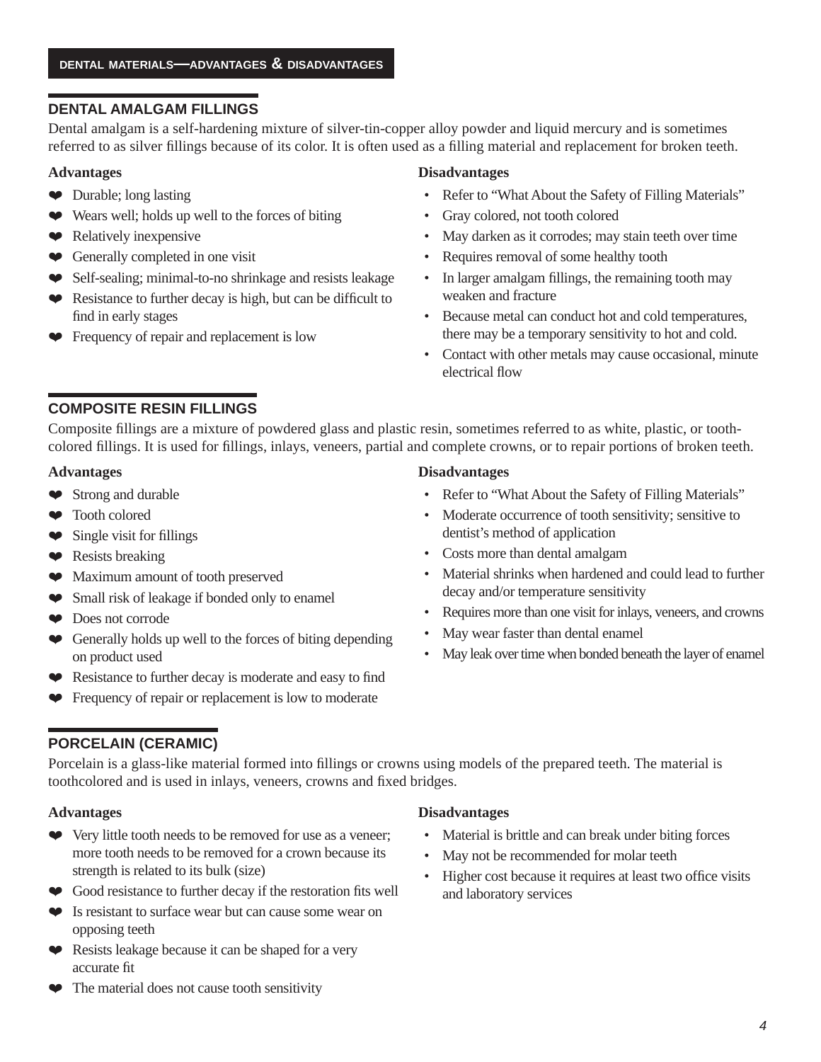DENTAL MATERIALS—ADVANTAGES & DISADVANTAGES

## DENTAL AMALGAM FILLINGS

Dental amalgam is a self-hardening mixture of silver-tin-copper alloy powder and liquid mercury and is sometimes referred to as silver fillings because of its color. It is often used as a filling material and replacement for broken teeth.

**Advantages**

- Durable; long lasting
- Wears well; holds up well to the forces of biting
- Relatively inexpensive
- Generally completed in one visit
- Self-sealing; minimal-to-no shrinkage and resists leakage
- Resistance to further decay is high, but can be difficult to find in early stages
- Frequency of repair and replacement is low

**Disadvantages**

- Refer to “What About the Safety of Filling Materials”
- Gray colored, not tooth colored
- May darken as it corrodes; may stain teeth over time
- Requires removal of some healthy tooth
- In larger amalgam fillings, the remaining tooth may weaken and fracture
- Because metal can conduct hot and cold temperatures, there may be a temporary sensitivity to hot and cold.
- Contact with other metals may cause occasional, minute electrical flow

## COMPOSITE RESIN FILLINGS

Composite fillings are a mixture of powdered glass and plastic resin, sometimes referred to as white, plastic, or tooth-colored fillings. It is used for fillings, inlays, veneers, partial and complete crowns, or to repair portions of broken teeth.

**Advantages**

- Strong and durable
- Tooth colored
- Single visit for fillings
- Resists breaking
- Maximum amount of tooth preserved
- Small risk of leakage if bonded only to enamel
- Does not corrode
- Generally holds up well to the forces of biting depending on product used
- Resistance to further decay is moderate and easy to find
- Frequency of repair or replacement is low to moderate

**Disadvantages**

- Refer to “What About the Safety of Filling Materials”
- Moderate occurrence of tooth sensitivity; sensitive to dentist’s method of application
- Costs more than dental amalgam
- Material shrinks when hardened and could lead to further decay and/or temperature sensitivity
- Requires more than one visit for inlays, veneers, and crowns
- May wear faster than dental enamel
- May leak over time when bonded beneath the layer of enamel

## PORCELAIN (CERAMIC)

Porcelain is a glass-like material formed into fillings or crowns using models of the prepared teeth. The material is toothcolored and is used in inlays, veneers, crowns and fixed bridges.

**Advantages**

- Very little tooth needs to be removed for use as a veneer; more tooth needs to be removed for a crown because its strength is related to its bulk (size)
- Good resistance to further decay if the restoration fits well
- Is resistant to surface wear but can cause some wear on opposing teeth
- Resists leakage because it can be shaped for a very accurate fit
- The material does not cause tooth sensitivity

**Disadvantages**

- Material is brittle and can break under biting forces
- May not be recommended for molar teeth
- Higher cost because it requires at least two office visits and laboratory services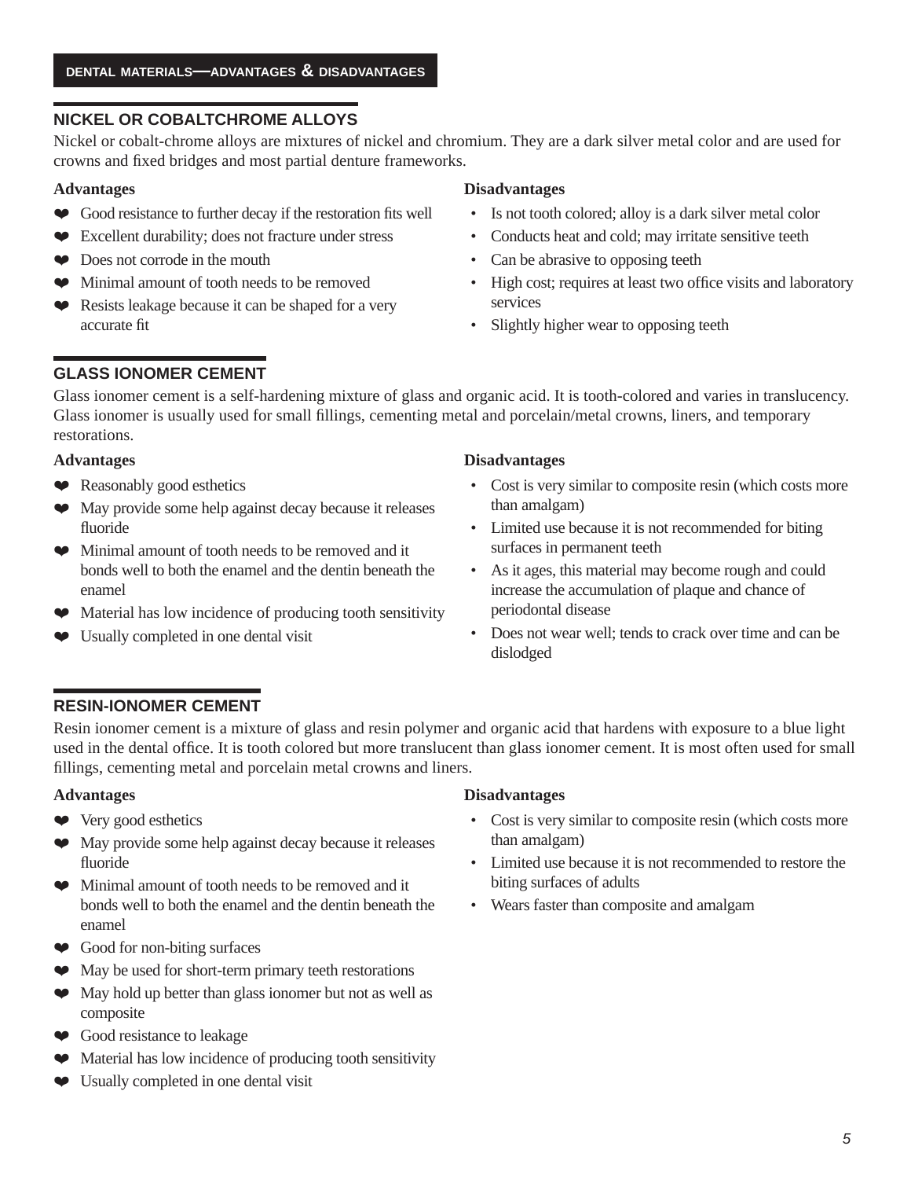## NICKEL OR COBALTCHROME ALLOYS

Nickel or cobalt-chrome alloys are mixtures of nickel and chromium. They are a dark silver metal color and are used for crowns and fixed bridges and most partial denture frameworks.

**Advantages**

- Good resistance to further decay if the restoration fits well
- Excellent durability; does not fracture under stress
- Does not corrode in the mouth
- Minimal amount of tooth needs to be removed
- Resists leakage because it can be shaped for a very accurate fit

**Disadvantages**

- Is not tooth colored; alloy is a dark silver metal color
- Conducts heat and cold; may irritate sensitive teeth
- Can be abrasive to opposing teeth
- High cost; requires at least two office visits and laboratory services
- Slightly higher wear to opposing teeth

## GLASS IONOMER CEMENT

Glass ionomer cement is a self-hardening mixture of glass and organic acid. It is tooth-colored and varies in translucency. Glass ionomer is usually used for small fillings, cementing metal and porcelain/metal crowns, liners, and temporary restorations.

**Advantages**

- Reasonably good esthetics
- May provide some help against decay because it releases fluoride
- Minimal amount of tooth needs to be removed and it bonds well to both the enamel and the dentin beneath the enamel
- Material has low incidence of producing tooth sensitivity
- Usually completed in one dental visit

**Disadvantages**

- Cost is very similar to composite resin (which costs more than amalgam)
- Limited use because it is not recommended for biting surfaces in permanent teeth
- As it ages, this material may become rough and could increase the accumulation of plaque and chance of periodontal disease
- Does not wear well; tends to crack over time and can be dislodged

## RESIN-IONOMER CEMENT

Resin ionomer cement is a mixture of glass and resin polymer and organic acid that hardens with exposure to a blue light used in the dental office. It is tooth colored but more translucent than glass ionomer cement. It is most often used for small fillings, cementing metal and porcelain metal crowns and liners.

**Advantages**

- Very good esthetics
- May provide some help against decay because it releases fluoride
- Minimal amount of tooth needs to be removed and it bonds well to both the enamel and the dentin beneath the enamel
- Good for non-biting surfaces
- May be used for short-term primary teeth restorations
- May hold up better than glass ionomer but not as well as composite
- Good resistance to leakage
- Material has low incidence of producing tooth sensitivity
- Usually completed in one dental visit

**Disadvantages**

- Cost is very similar to composite resin (which costs more than amalgam)
- Limited use because it is not recommended to restore the biting surfaces of adults
- Wears faster than composite and amalgam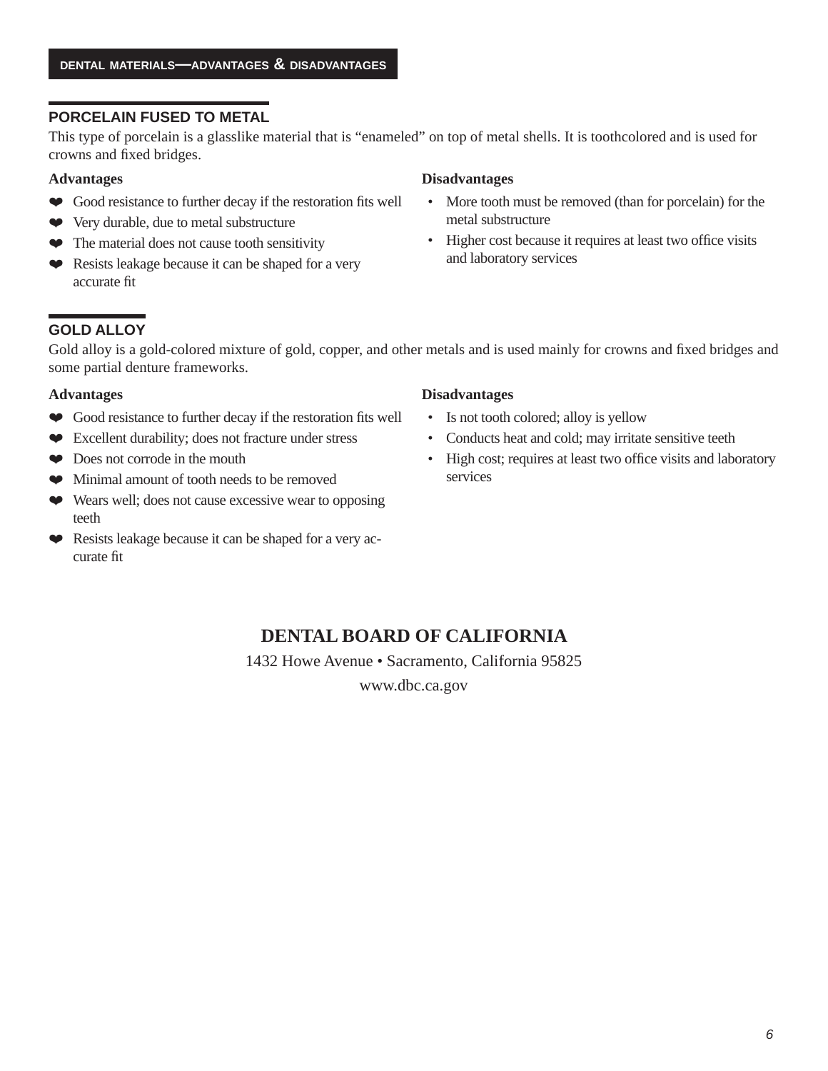## PORCELAIN FUSED TO METAL

This type of porcelain is a glasslike material that is "enameled" on top of metal shells. It is toothcolored and is used for crowns and fixed bridges.

**Advantages**

- Good resistance to further decay if the restoration fits well
- Very durable, due to metal substructure
- The material does not cause tooth sensitivity
- Resists leakage because it can be shaped for a very accurate fit

**Disadvantages**

- More tooth must be removed (than for porcelain) for the metal substructure
- Higher cost because it requires at least two office visits and laboratory services

## GOLD ALLOY

Gold alloy is a gold-colored mixture of gold, copper, and other metals and is used mainly for crowns and fixed bridges and some partial denture frameworks.

**Advantages**

- Good resistance to further decay if the restoration fits well
- Excellent durability; does not fracture under stress
- Does not corrode in the mouth
- Minimal amount of tooth needs to be removed
- Wears well; does not cause excessive wear to opposing teeth
- Resists leakage because it can be shaped for a very accurate fit

**Disadvantages**

- Is not tooth colored; alloy is yellow
- Conducts heat and cold; may irritate sensitive teeth
- High cost; requires at least two office visits and laboratory services

**DENTAL BOARD OF CALIFORNIA**

1432 Howe Avenue • Sacramento, California 95825

www.dbc.ca.gov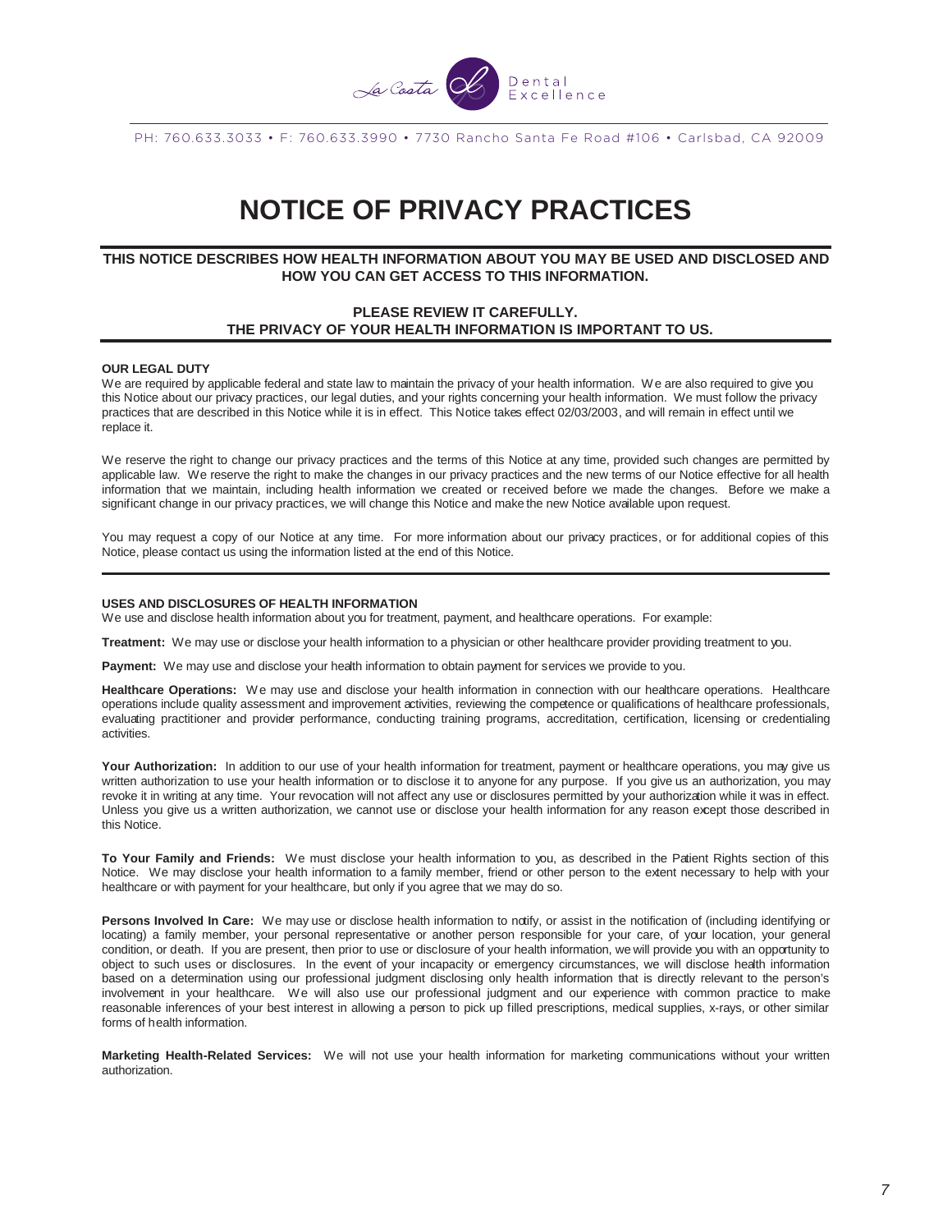PH: 760.633.3033 • F: 760.633.3990 • 7730 Rancho Santa Fe Road #106 • Carlsbad, CA 92009

# NOTICE OF PRIVACY PRACTICES

**THIS NOTICE DESCRIBES HOW HEALTH INFORMATION ABOUT YOU MAY BE USED AND DISCLOSED AND HOW YOU CAN GET ACCESS TO THIS INFORMATION.**

**PLEASE REVIEW IT CAREFULLY.**
**THE PRIVACY OF YOUR HEALTH INFORMATION IS IMPORTANT TO US.**

### OUR LEGAL DUTY

We are required by applicable federal and state law to maintain the privacy of your health information. We are also required to give you this Notice about our privacy practices, our legal duties, and your rights concerning your health information. We must follow the privacy practices that are described in this Notice while it is in effect. This Notice takes effect 02/03/2003, and will remain in effect until we replace it.

We reserve the right to change our privacy practices and the terms of this Notice at any time, provided such changes are permitted by applicable law. We reserve the right to make the changes in our privacy practices and the new terms of our Notice effective for all health information that we maintain, including health information we created or received before we made the changes. Before we make a significant change in our privacy practices, we will change this Notice and make the new Notice available upon request.

You may request a copy of our Notice at any time. For more information about our privacy practices, or for additional copies of this Notice, please contact us using the information listed at the end of this Notice.

### USES AND DISCLOSURES OF HEALTH INFORMATION

We use and disclose health information about you for treatment, payment, and healthcare operations. For example:

**Treatment:** We may use or disclose your health information to a physician or other healthcare provider providing treatment to you.

**Payment:** We may use and disclose your health information to obtain payment for services we provide to you.

**Healthcare Operations:** We may use and disclose your health information in connection with our healthcare operations. Healthcare operations include quality assessment and improvement activities, reviewing the competence or qualifications of healthcare professionals, evaluating practitioner and provider performance, conducting training programs, accreditation, certification, licensing or credentialing activities.

**Your Authorization:** In addition to our use of your health information for treatment, payment or healthcare operations, you may give us written authorization to use your health information or to disclose it to anyone for any purpose. If you give us an authorization, you may revoke it in writing at any time. Your revocation will not affect any use or disclosures permitted by your authorization while it was in effect. Unless you give us a written authorization, we cannot use or disclose your health information for any reason except those described in this Notice.

**To Your Family and Friends:** We must disclose your health information to you, as described in the Patient Rights section of this Notice. We may disclose your health information to a family member, friend or other person to the extent necessary to help with your healthcare or with payment for your healthcare, but only if you agree that we may do so.

**Persons Involved In Care:** We may use or disclose health information to notify, or assist in the notification of (including identifying or locating) a family member, your personal representative or another person responsible for your care, of your location, your general condition, or death. If you are present, then prior to use or disclosure of your health information, we will provide you with an opportunity to object to such uses or disclosures. In the event of your incapacity or emergency circumstances, we will disclose health information based on a determination using our professional judgment disclosing only health information that is directly relevant to the person's involvement in your healthcare. We will also use our professional judgment and our experience with common practice to make reasonable inferences of your best interest in allowing a person to pick up filled prescriptions, medical supplies, x-rays, or other similar forms of health information.

**Marketing Health-Related Services:** We will not use your health information for marketing communications without your written authorization.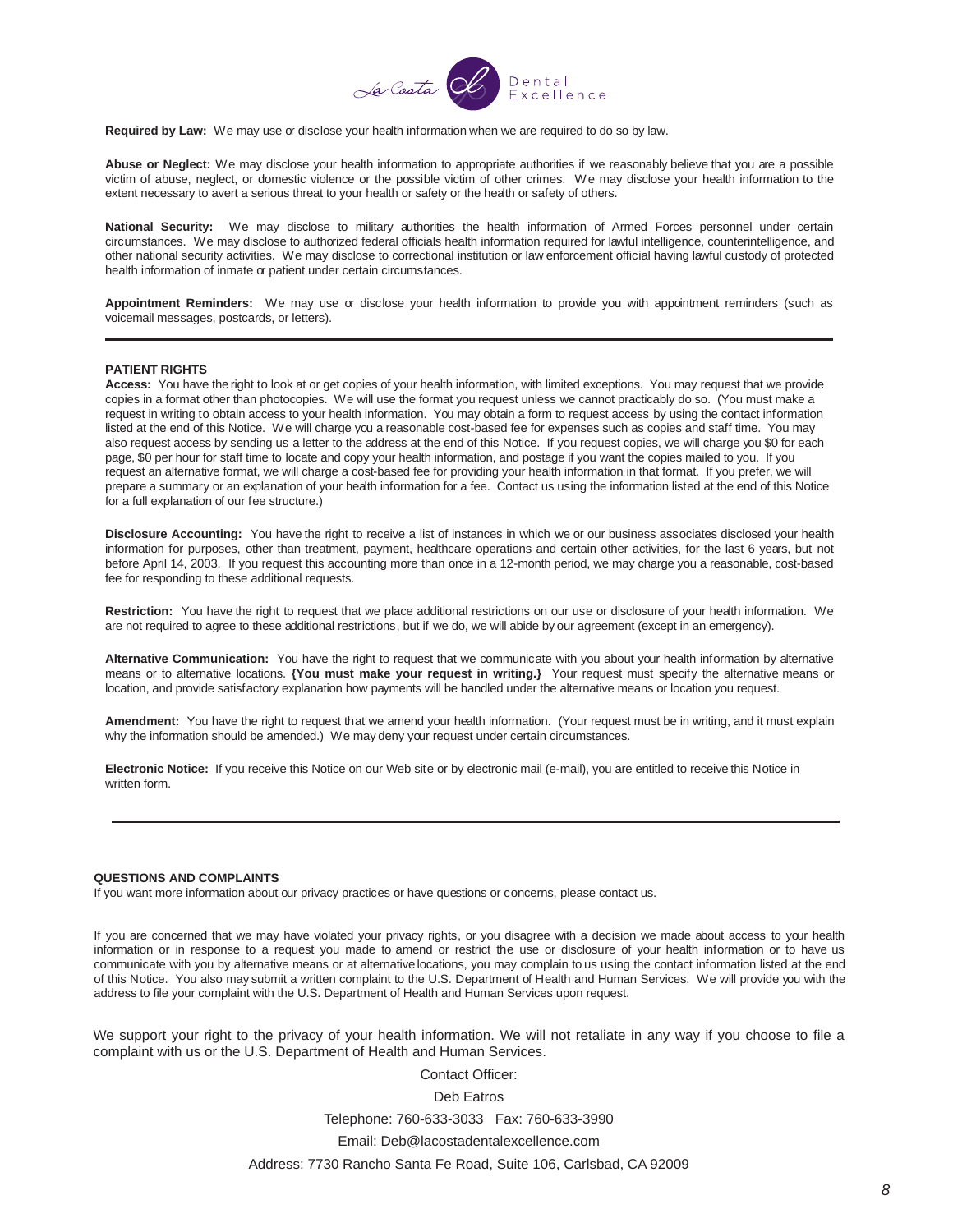**Required by Law:** We may use or disclose your health information when we are required to do so by law.

**Abuse or Neglect:** We may disclose your health information to appropriate authorities if we reasonably believe that you are a possible victim of abuse, neglect, or domestic violence or the possible victim of other crimes. We may disclose your health information to the extent necessary to avert a serious threat to your health or safety or the health or safety of others.

**National Security:** We may disclose to military authorities the health information of Armed Forces personnel under certain circumstances. We may disclose to authorized federal officials health information required for lawful intelligence, counterintelligence, and other national security activities. We may disclose to correctional institution or law enforcement official having lawful custody of protected health information of inmate or patient under certain circumstances.

**Appointment Reminders:** We may use or disclose your health information to provide you with appointment reminders (such as voicemail messages, postcards, or letters).

---

**PATIENT RIGHTS**

**Access:** You have the right to look at or get copies of your health information, with limited exceptions. You may request that we provide copies in a format other than photocopies. We will use the format you request unless we cannot practicably do so. (You must make a request in writing to obtain access to your health information. You may obtain a form to request access by using the contact information listed at the end of this Notice. We will charge you a reasonable cost-based fee for expenses such as copies and staff time. You may also request access by sending us a letter to the address at the end of this Notice. If you request copies, we will charge you $0 for each page, $0 per hour for staff time to locate and copy your health information, and postage if you want the copies mailed to you. If you request an alternative format, we will charge a cost-based fee for providing your health information in that format. If you prefer, we will prepare a summary or an explanation of your health information for a fee. Contact us using the information listed at the end of this Notice for a full explanation of our fee structure.)

**Disclosure Accounting:** You have the right to receive a list of instances in which we or our business associates disclosed your health information for purposes, other than treatment, payment, healthcare operations and certain other activities, for the last 6 years, but not before April 14, 2003. If you request this accounting more than once in a 12-month period, we may charge you a reasonable, cost-based fee for responding to these additional requests.

**Restriction:** You have the right to request that we place additional restrictions on our use or disclosure of your health information. We are not required to agree to these additional restrictions, but if we do, we will abide by our agreement (except in an emergency).

**Alternative Communication:** You have the right to request that we communicate with you about your health information by alternative means or to alternative locations. **{You must make your request in writing.}** Your request must specify the alternative means or location, and provide satisfactory explanation how payments will be handled under the alternative means or location you request.

**Amendment:** You have the right to request that we amend your health information. (Your request must be in writing, and it must explain why the information should be amended.) We may deny your request under certain circumstances.

**Electronic Notice:** If you receive this Notice on our Web site or by electronic mail (e-mail), you are entitled to receive this Notice in written form.

---

**QUESTIONS AND COMPLAINTS**

If you want more information about our privacy practices or have questions or concerns, please contact us.

If you are concerned that we may have violated your privacy rights, or you disagree with a decision we made about access to your health information or in response to a request you made to amend or restrict the use or disclosure of your health information or to have us communicate with you by alternative means or at alternative locations, you may complain to us using the contact information listed at the end of this Notice. You also may submit a written complaint to the U.S. Department of Health and Human Services. We will provide you with the address to file your complaint with the U.S. Department of Health and Human Services upon request.

We support your right to the privacy of your health information. We will not retaliate in any way if you choose to file a complaint with us or the U.S. Department of Health and Human Services.

Contact Officer:

Deb Eatros

Telephone: 760-633-3033 Fax: 760-633-3990

Email: Deb@lacostadentalexcellence.com

Address: 7730 Rancho Santa Fe Road, Suite 106, Carlsbad, CA 92009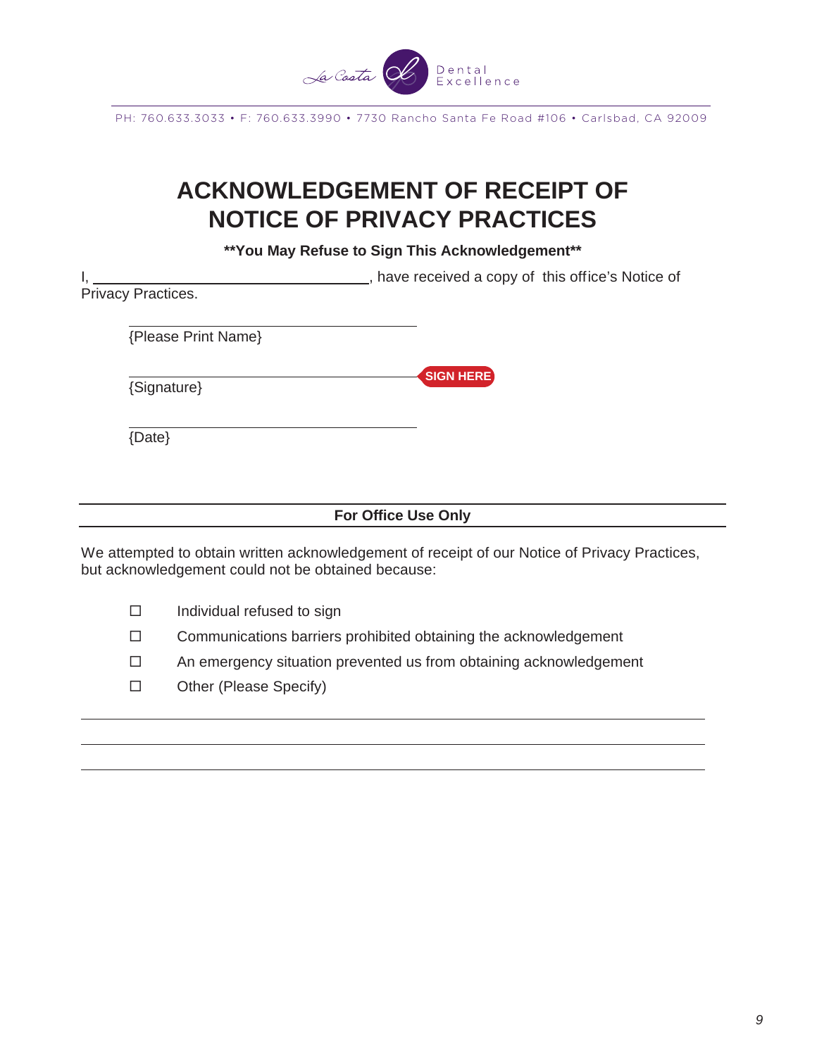PH: 760.633.3033 • F: 760.633.3990 • 7730 Rancho Santa Fe Road #106 • Carlsbad, CA 92009

# ACKNOWLEDGEMENT OF RECEIPT OF NOTICE OF PRIVACY PRACTICES

**\*\*You May Refuse to Sign This Acknowledgement\*\***

I, ______________________________, have received a copy of this office's Notice of Privacy Practices.

______________________________
{Please Print Name}

______________________________ **SIGN HERE**
{Signature}

______________________________
{Date}

---

**For Office Use Only**

---

We attempted to obtain written acknowledgement of receipt of our Notice of Privacy Practices, but acknowledgement could not be obtained because:

- ☐ Individual refused to sign
- ☐ Communications barriers prohibited obtaining the acknowledgement
- ☐ An emergency situation prevented us from obtaining acknowledgement
- ☐ Other (Please Specify)

______________________________________________________________________

______________________________________________________________________

______________________________________________________________________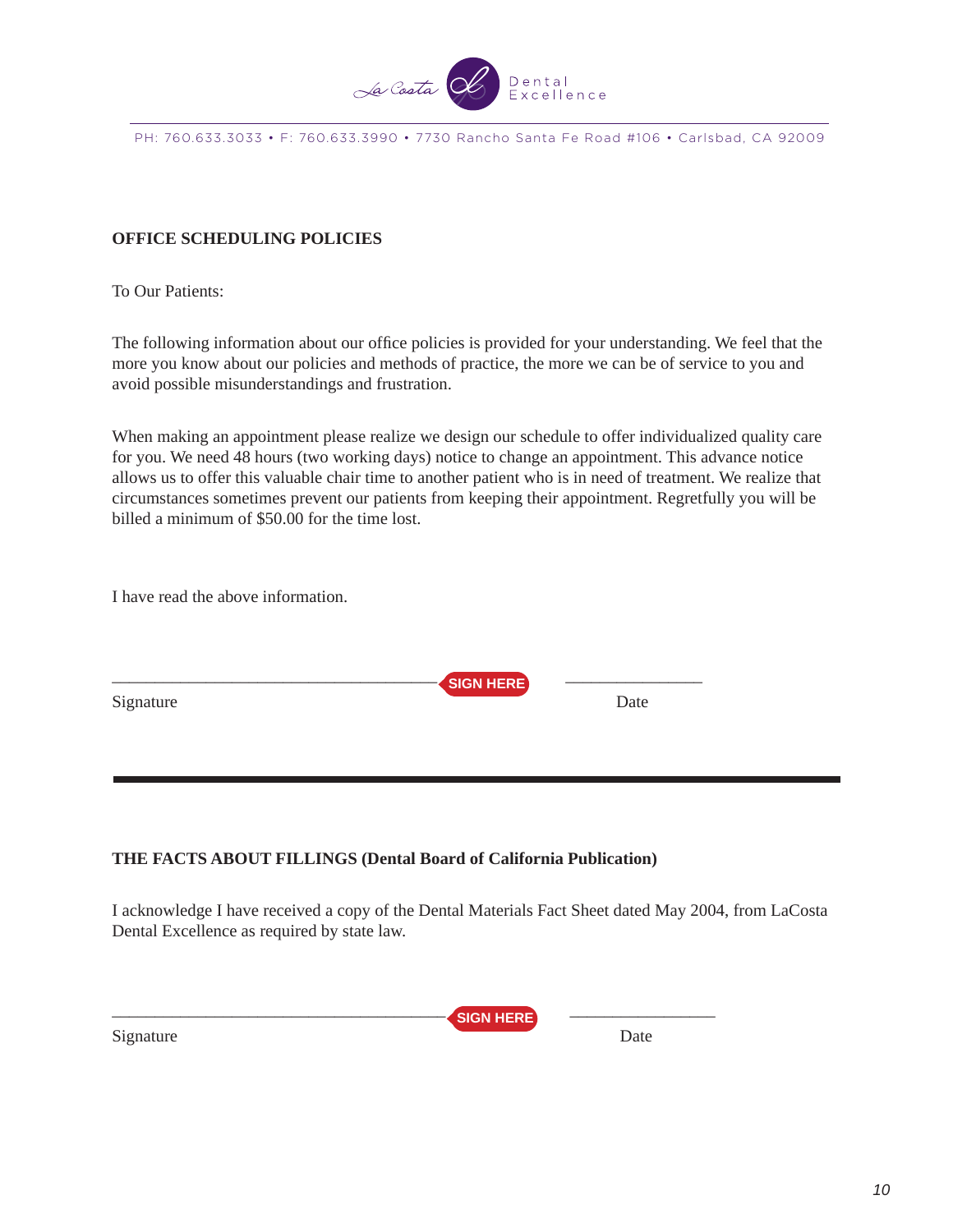## OFFICE SCHEDULING POLICIES

To Our Patients:

The following information about our office policies is provided for your understanding. We feel that the more you know about our policies and methods of practice, the more we can be of service to you and avoid possible misunderstandings and frustration.

When making an appointment please realize we design our schedule to offer individualized quality care for you. We need 48 hours (two working days) notice to change an appointment. This advance notice allows us to offer this valuable chair time to another patient who is in need of treatment. We realize that circumstances sometimes prevent our patients from keeping their appointment. Regretfully you will be billed a minimum of $50.00 for the time lost.

I have read the above information.

_______________________________________ SIGN HERE     ________________

Signature                                                                                   Date

---

## THE FACTS ABOUT FILLINGS (Dental Board of California Publication)

I acknowledge I have received a copy of the Dental Materials Fact Sheet dated May 2004, from LaCosta Dental Excellence as required by state law.

_______________________________________ SIGN HERE     ________________

Signature                                                                                   Date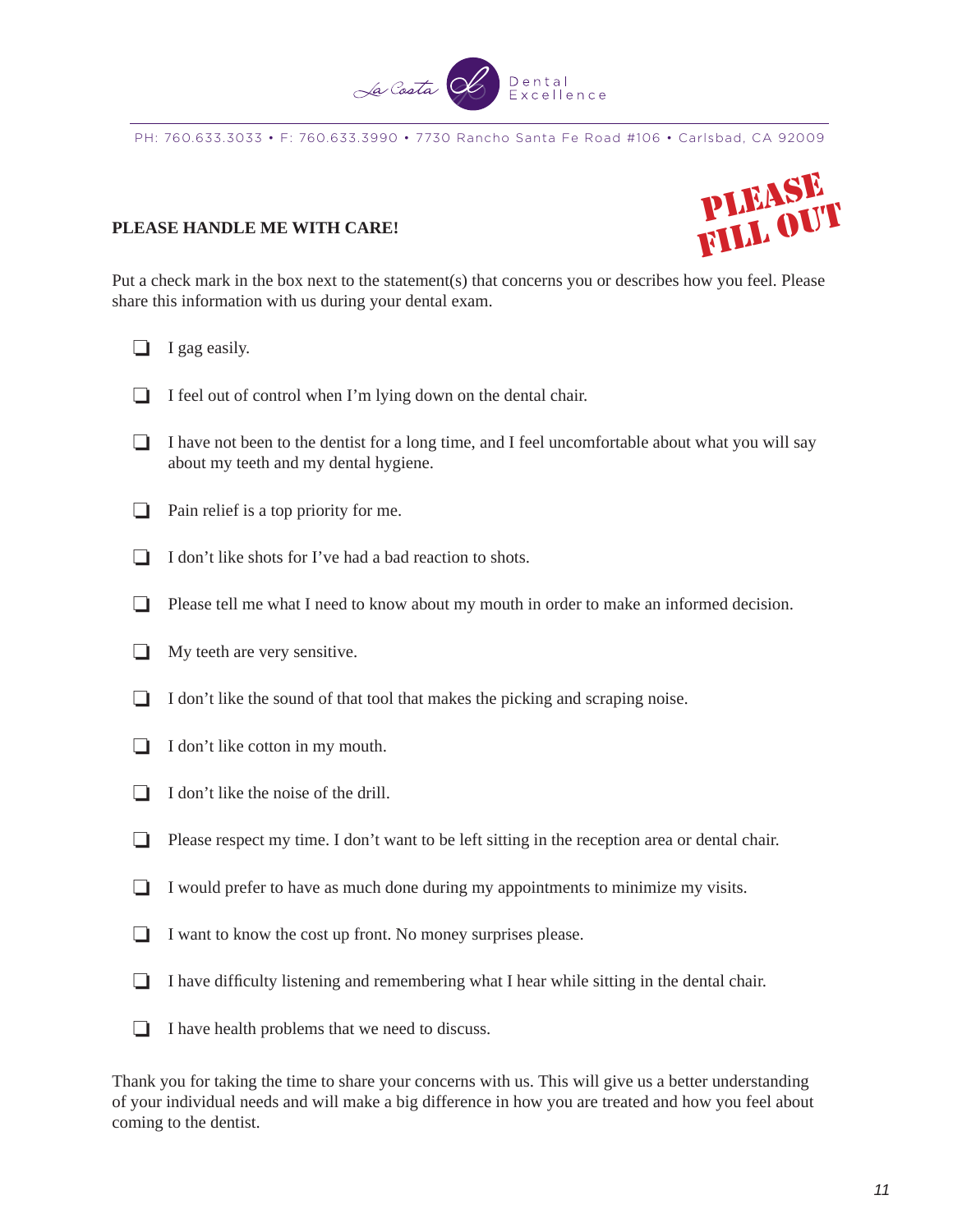La Costa Dental Excellence

PH: 760.633.3033 • F: 760.633.3990 • 7730 Rancho Santa Fe Road #106 • Carlsbad, CA 92009

**PLEASE HANDLE ME WITH CARE!**

PLEASE FILL OUT

Put a check mark in the box next to the statement(s) that concerns you or describes how you feel. Please share this information with us during your dental exam.

- [ ] I gag easily.
- [ ] I feel out of control when I'm lying down on the dental chair.
- [ ] I have not been to the dentist for a long time, and I feel uncomfortable about what you will say about my teeth and my dental hygiene.
- [ ] Pain relief is a top priority for me.
- [ ] I don't like shots for I've had a bad reaction to shots.
- [ ] Please tell me what I need to know about my mouth in order to make an informed decision.
- [ ] My teeth are very sensitive.
- [ ] I don't like the sound of that tool that makes the picking and scraping noise.
- [ ] I don't like cotton in my mouth.
- [ ] I don't like the noise of the drill.
- [ ] Please respect my time. I don't want to be left sitting in the reception area or dental chair.
- [ ] I would prefer to have as much done during my appointments to minimize my visits.
- [ ] I want to know the cost up front. No money surprises please.
- [ ] I have difficulty listening and remembering what I hear while sitting in the dental chair.
- [ ] I have health problems that we need to discuss.

Thank you for taking the time to share your concerns with us. This will give us a better understanding of your individual needs and will make a big difference in how you are treated and how you feel about coming to the dentist.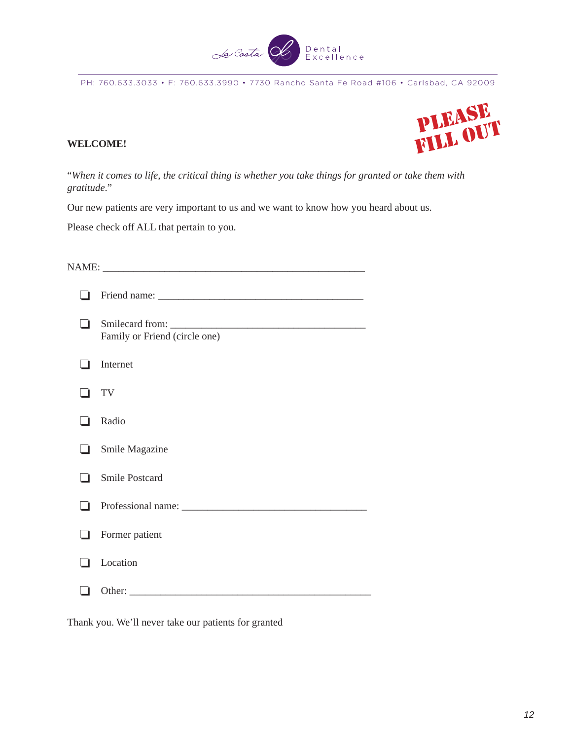La Costa Dental Excellence

PH: 760.633.3033 • F: 760.633.3990 • 7730 Rancho Santa Fe Road #106 • Carlsbad, CA 92009

**PLEASE FILL OUT**

**WELCOME!**

*"When it comes to life, the critical thing is whether you take things for granted or take them with gratitude."*

Our new patients are very important to us and we want to know how you heard about us.

Please check off ALL that pertain to you.

NAME: ____________________________________________________

- ❑ Friend name: ________________________________________
- ❑ Smilecard from: ______________________________________
  Family or Friend (circle one)
- ❑ Internet
- ❑ TV
- ❑ Radio
- ❑ Smile Magazine
- ❑ Smile Postcard
- ❑ Professional name: ____________________________________
- ❑ Former patient
- ❑ Location
- ❑ Other: _______________________________________________

Thank you. We'll never take our patients for granted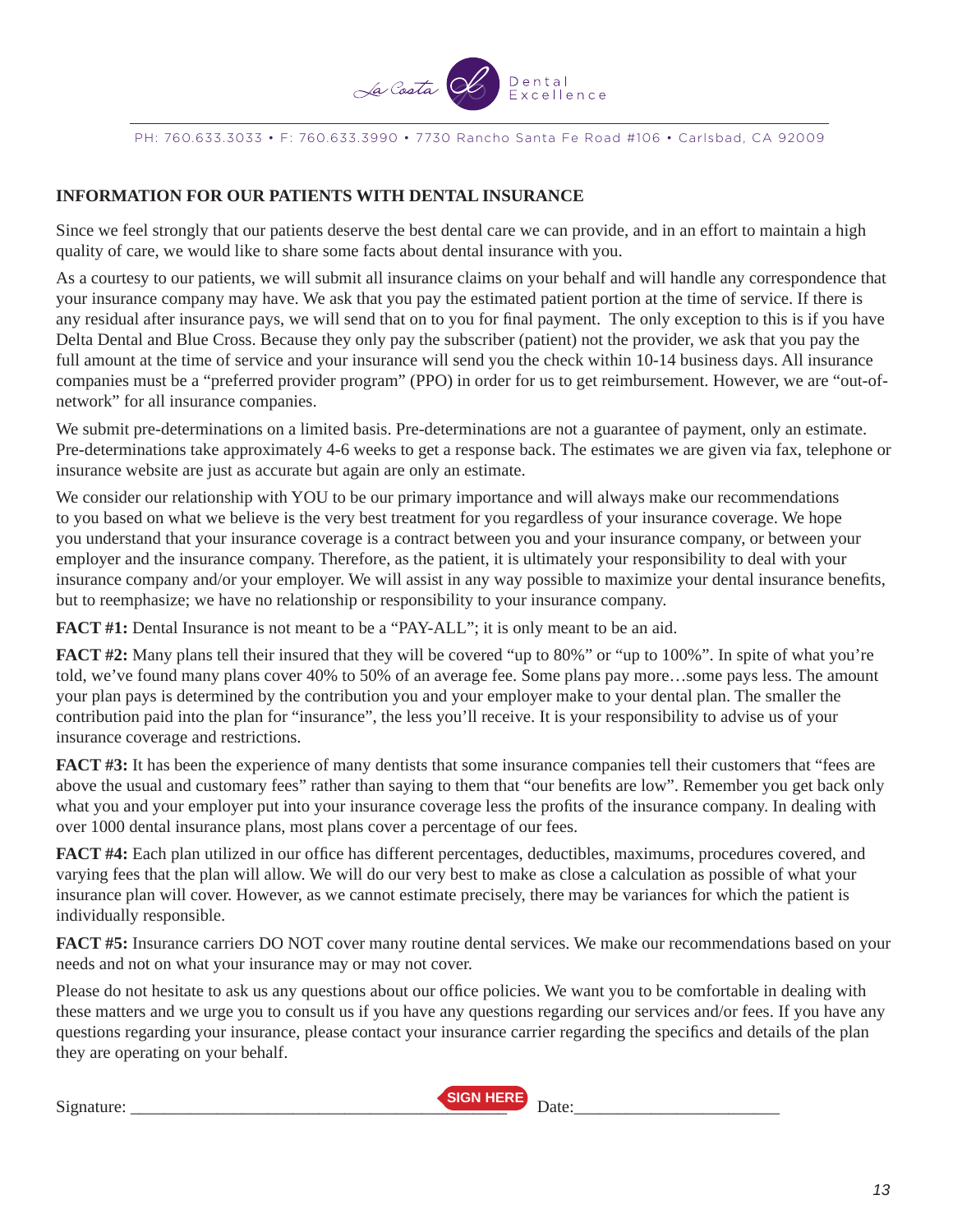La Costa Dental Excellence

PH: 760.633.3033 • F: 760.633.3990 • 7730 Rancho Santa Fe Road #106 • Carlsbad, CA 92009

## INFORMATION FOR OUR PATIENTS WITH DENTAL INSURANCE

Since we feel strongly that our patients deserve the best dental care we can provide, and in an effort to maintain a high quality of care, we would like to share some facts about dental insurance with you.

As a courtesy to our patients, we will submit all insurance claims on your behalf and will handle any correspondence that your insurance company may have. We ask that you pay the estimated patient portion at the time of service. If there is any residual after insurance pays, we will send that on to you for final payment. The only exception to this is if you have Delta Dental and Blue Cross. Because they only pay the subscriber (patient) not the provider, we ask that you pay the full amount at the time of service and your insurance will send you the check within 10-14 business days. All insurance companies must be a "preferred provider program" (PPO) in order for us to get reimbursement. However, we are "out-of-network" for all insurance companies.

We submit pre-determinations on a limited basis. Pre-determinations are not a guarantee of payment, only an estimate. Pre-determinations take approximately 4-6 weeks to get a response back. The estimates we are given via fax, telephone or insurance website are just as accurate but again are only an estimate.

We consider our relationship with YOU to be our primary importance and will always make our recommendations to you based on what we believe is the very best treatment for you regardless of your insurance coverage. We hope you understand that your insurance coverage is a contract between you and your insurance company, or between your employer and the insurance company. Therefore, as the patient, it is ultimately your responsibility to deal with your insurance company and/or your employer. We will assist in any way possible to maximize your dental insurance benefits, but to reemphasize; we have no relationship or responsibility to your insurance company.

**FACT #1:** Dental Insurance is not meant to be a "PAY-ALL"; it is only meant to be an aid.

**FACT #2:** Many plans tell their insured that they will be covered "up to 80%" or "up to 100%". In spite of what you're told, we've found many plans cover 40% to 50% of an average fee. Some plans pay more…some pays less. The amount your plan pays is determined by the contribution you and your employer make to your dental plan. The smaller the contribution paid into the plan for "insurance", the less you'll receive. It is your responsibility to advise us of your insurance coverage and restrictions.

**FACT #3:** It has been the experience of many dentists that some insurance companies tell their customers that "fees are above the usual and customary fees" rather than saying to them that "our benefits are low". Remember you get back only what you and your employer put into your insurance coverage less the profits of the insurance company. In dealing with over 1000 dental insurance plans, most plans cover a percentage of our fees.

**FACT #4:** Each plan utilized in our office has different percentages, deductibles, maximums, procedures covered, and varying fees that the plan will allow. We will do our very best to make as close a calculation as possible of what your insurance plan will cover. However, as we cannot estimate precisely, there may be variances for which the patient is individually responsible.

**FACT #5:** Insurance carriers DO NOT cover many routine dental services. We make our recommendations based on your needs and not on what your insurance may or may not cover.

Please do not hesitate to ask us any questions about our office policies. We want you to be comfortable in dealing with these matters and we urge you to consult us if you have any questions regarding our services and/or fees. If you have any questions regarding your insurance, please contact your insurance carrier regarding the specifics and details of the plan they are operating on your behalf.

Signature: ____________________________________________ SIGN HERE Date:________________________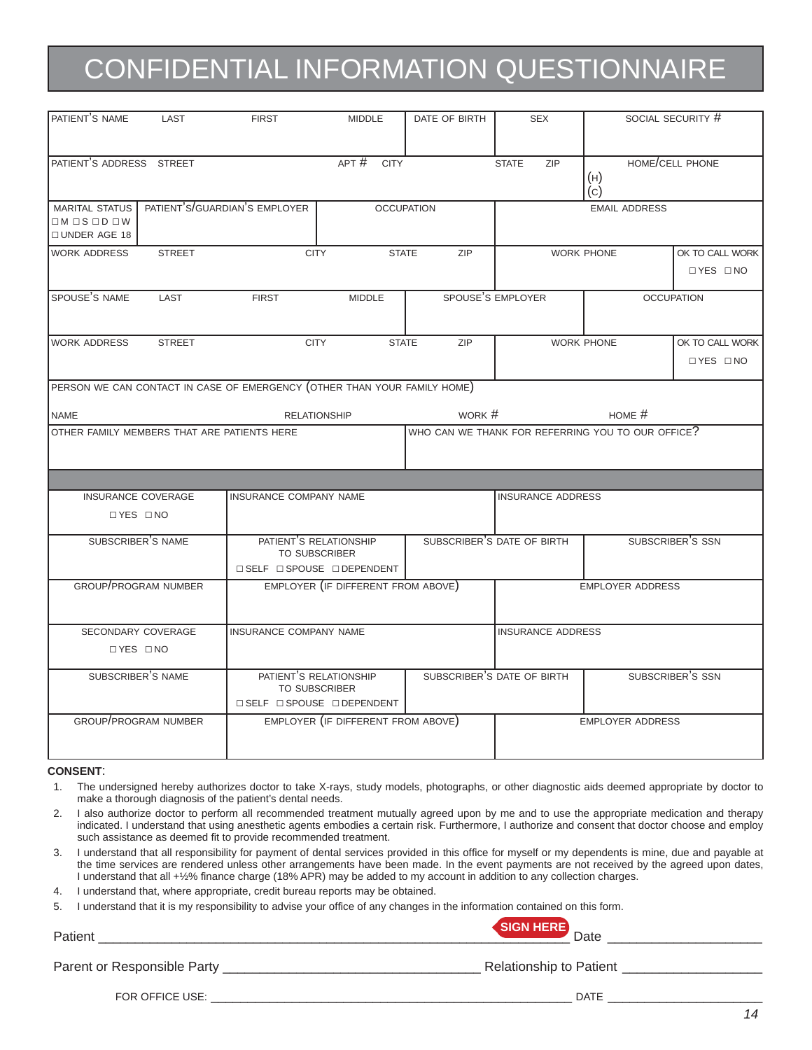# CONFIDENTIAL INFORMATION QUESTIONNAIRE

| PATIENT'S NAME LAST FIRST MIDDLE | DATE OF BIRTH | SEX | SOCIAL SECURITY # |
|---|---|---|---|
| | | | |

| PATIENT'S ADDRESS STREET APT # CITY | STATE ZIP | HOME/CELL PHONE |
|---|---|---|
| | | (H)<br>(C) |

| MARITAL STATUS ☐M ☐S ☐D ☐W ☐UNDER AGE 18 | PATIENT'S/GUARDIAN'S EMPLOYER | OCCUPATION | EMAIL ADDRESS |
|---|---|---|---|
| | | | |

| WORK ADDRESS STREET CITY STATE ZIP | WORK PHONE | OK TO CALL WORK ☐YES ☐NO |
|---|---|---|
| | | |

| SPOUSE'S NAME LAST FIRST MIDDLE | SPOUSE'S EMPLOYER | OCCUPATION |
|---|---|---|
| | | |

| WORK ADDRESS STREET CITY STATE ZIP | WORK PHONE | OK TO CALL WORK ☐YES ☐NO |
|---|---|---|
| | | |

PERSON WE CAN CONTACT IN CASE OF EMERGENCY (OTHER THAN YOUR FAMILY HOME)

| NAME | RELATIONSHIP | WORK # | HOME # |
|---|---|---|---|
| | | | |

| OTHER FAMILY MEMBERS THAT ARE PATIENTS HERE | WHO CAN WE THANK FOR REFERRING YOU TO OUR OFFICE? |
|---|---|
| | |

| INSURANCE COVERAGE ☐YES ☐NO | INSURANCE COMPANY NAME | | INSURANCE ADDRESS |
|---|---|---|---|
| SUBSCRIBER'S NAME | PATIENT'S RELATIONSHIP TO SUBSCRIBER ☐SELF ☐SPOUSE ☐DEPENDENT | SUBSCRIBER'S DATE OF BIRTH | SUBSCRIBER'S SSN |
| GROUP/PROGRAM NUMBER | EMPLOYER (IF DIFFERENT FROM ABOVE) | | EMPLOYER ADDRESS |
| SECONDARY COVERAGE ☐YES ☐NO | INSURANCE COMPANY NAME | | INSURANCE ADDRESS |
| SUBSCRIBER'S NAME | PATIENT'S RELATIONSHIP TO SUBSCRIBER ☐SELF ☐SPOUSE ☐DEPENDENT | SUBSCRIBER'S DATE OF BIRTH | SUBSCRIBER'S SSN |
| GROUP/PROGRAM NUMBER | EMPLOYER (IF DIFFERENT FROM ABOVE) | | EMPLOYER ADDRESS |

**CONSENT**:

1. The undersigned hereby authorizes doctor to take X-rays, study models, photographs, or other diagnostic aids deemed appropriate by doctor to make a thorough diagnosis of the patient's dental needs.
2. I also authorize doctor to perform all recommended treatment mutually agreed upon by me and to use the appropriate medication and therapy indicated. I understand that using anesthetic agents embodies a certain risk. Furthermore, I authorize and consent that doctor choose and employ such assistance as deemed fit to provide recommended treatment.
3. I understand that all responsibility for payment of dental services provided in this office for myself or my dependents is mine, due and payable at the time services are rendered unless other arrangements have been made. In the event payments are not received by the agreed upon dates, I understand that all +½% finance charge (18% APR) may be added to my account in addition to any collection charges.
4. I understand that, where appropriate, credit bureau reports may be obtained.
5. I understand that it is my responsibility to advise your office of any changes in the information contained on this form.

Patient ______________________________________ **SIGN HERE** Date ____________________

Parent or Responsible Party ______________________________ Relationship to Patient ____________________

FOR OFFICE USE: ______________________________________ DATE ____________________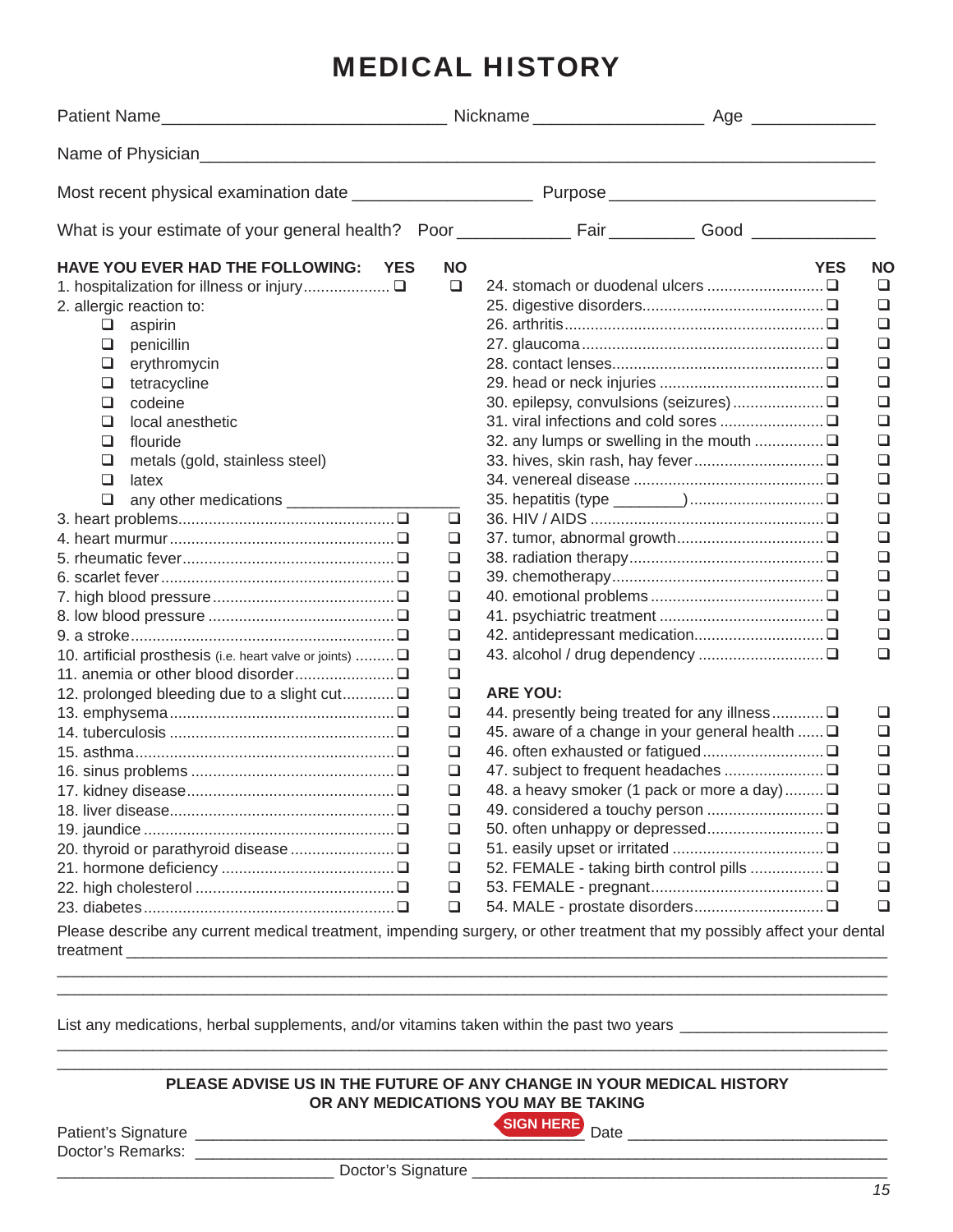# MEDICAL HISTORY

Patient Name______________________________ Nickname __________________ Age _____________

Name of Physician______________________________________________________________________

Most recent physical examination date ___________________ Purpose ___________________________

What is your estimate of your general health? Poor ____________ Fair _________ Good _____________

| HAVE YOU EVER HAD THE FOLLOWING: | YES | NO |
|---|---|---|
| 1. hospitalization for illness or injury | ❑ | ❑ |
| 2. allergic reaction to: | | |
| ❑ aspirin | | |
| ❑ penicillin | | |
| ❑ erythromycin | | |
| ❑ tetracycline | | |
| ❑ codeine | | |
| ❑ local anesthetic | | |
| ❑ flouride | | |
| ❑ metals (gold, stainless steel) | | |
| ❑ latex | | |
| ❑ any other medications ____________________ | | |
| 3. heart problems | ❑ | ❑ |
| 4. heart murmur | ❑ | ❑ |
| 5. rheumatic fever | ❑ | ❑ |
| 6. scarlet fever | ❑ | ❑ |
| 7. high blood pressure | ❑ | ❑ |
| 8. low blood pressure | ❑ | ❑ |
| 9. a stroke | ❑ | ❑ |
| 10. artificial prosthesis (i.e. heart valve or joints) | ❑ | ❑ |
| 11. anemia or other blood disorder | ❑ | ❑ |
| 12. prolonged bleeding due to a slight cut | ❑ | ❑ |
| 13. emphysema | ❑ | ❑ |
| 14. tuberculosis | ❑ | ❑ |
| 15. asthma | ❑ | ❑ |
| 16. sinus problems | ❑ | ❑ |
| 17. kidney disease | ❑ | ❑ |
| 18. liver disease | ❑ | ❑ |
| 19. jaundice | ❑ | ❑ |
| 20. thyroid or parathyroid disease | ❑ | ❑ |
| 21. hormone deficiency | ❑ | ❑ |
| 22. high cholesterol | ❑ | ❑ |
| 23. diabetes | ❑ | ❑ |
| 24. stomach or duodenal ulcers | ❑ | ❑ |
| 25. digestive disorders | ❑ | ❑ |
| 26. arthritis | ❑ | ❑ |
| 27. glaucoma | ❑ | ❑ |
| 28. contact lenses | ❑ | ❑ |
| 29. head or neck injuries | ❑ | ❑ |
| 30. epilepsy, convulsions (seizures) | ❑ | ❑ |
| 31. viral infections and cold sores | ❑ | ❑ |
| 32. any lumps or swelling in the mouth | ❑ | ❑ |
| 33. hives, skin rash, hay fever | ❑ | ❑ |
| 34. venereal disease | ❑ | ❑ |
| 35. hepatitis (type ________) | ❑ | ❑ |
| 36. HIV / AIDS | ❑ | ❑ |
| 37. tumor, abnormal growth | ❑ | ❑ |
| 38. radiation therapy | ❑ | ❑ |
| 39. chemotherapy | ❑ | ❑ |
| 40. emotional problems | ❑ | ❑ |
| 41. psychiatric treatment | ❑ | ❑ |
| 42. antidepressant medication | ❑ | ❑ |
| 43. alcohol / drug dependency | ❑ | ❑ |

| ARE YOU: | YES | NO |
|---|---|---|
| 44. presently being treated for any illness | ❑ | ❑ |
| 45. aware of a change in your general health | ❑ | ❑ |
| 46. often exhausted or fatigued | ❑ | ❑ |
| 47. subject to frequent headaches | ❑ | ❑ |
| 48. a heavy smoker (1 pack or more a day) | ❑ | ❑ |
| 49. considered a touchy person | ❑ | ❑ |
| 50. often unhappy or depressed | ❑ | ❑ |
| 51. easily upset or irritated | ❑ | ❑ |
| 52. FEMALE - taking birth control pills | ❑ | ❑ |
| 53. FEMALE - pregnant | ❑ | ❑ |
| 54. MALE - prostate disorders | ❑ | ❑ |

Please describe any current medical treatment, impending surgery, or other treatment that my possibly affect your dental treatment ____________________________________________________________________________
______________________________________________________________________________________________
______________________________________________________________________________________________

List any medications, herbal supplements, and/or vitamins taken within the past two years _______________________
______________________________________________________________________________________________
______________________________________________________________________________________________

**PLEASE ADVISE US IN THE FUTURE OF ANY CHANGE IN YOUR MEDICAL HISTORY OR ANY MEDICATIONS YOU MAY BE TAKING**

Patient's Signature ________________________________________ SIGN HERE Date ____________________________

Doctor's Remarks: ________________________________________________________________________________

________________________________ Doctor's Signature ______________________________________________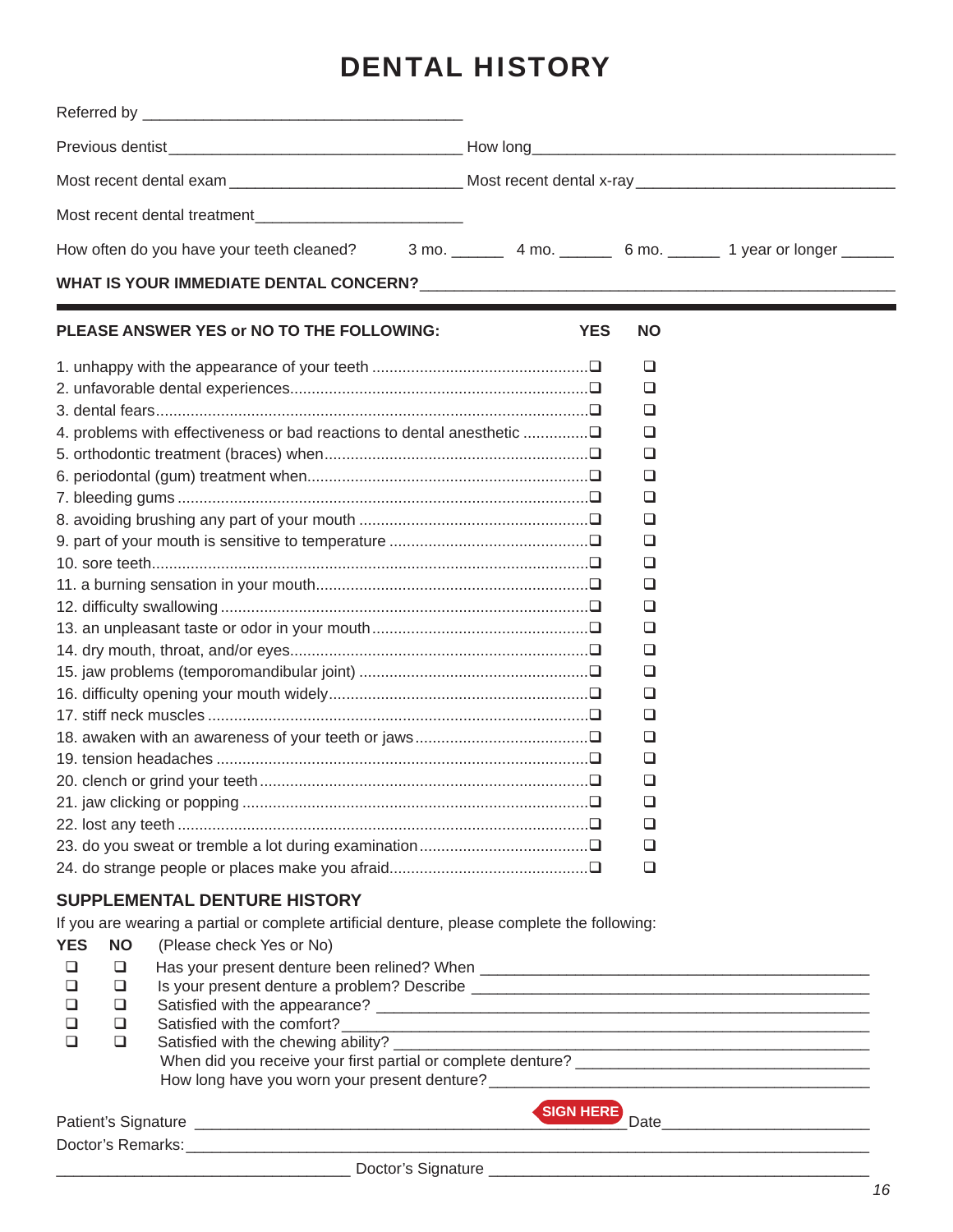# DENTAL HISTORY

Referred by ___________________________________

Previous dentist_________________________________ How long_________________________________________

Most recent dental exam __________________________ Most recent dental x-ray_____________________________

Most recent dental treatment______________________

How often do you have your teeth cleaned? 3 mo. ______ 4 mo. ______ 6 mo. ______ 1 year or longer ______

**WHAT IS YOUR IMMEDIATE DENTAL CONCERN?**_____________________________________________________

| PLEASE ANSWER YES or NO TO THE FOLLOWING: | YES | NO |
|---|---|---|
| 1. unhappy with the appearance of your teeth | ❑ | ❑ |
| 2. unfavorable dental experiences | ❑ | ❑ |
| 3. dental fears | ❑ | ❑ |
| 4. problems with effectiveness or bad reactions to dental anesthetic | ❑ | ❑ |
| 5. orthodontic treatment (braces) when | ❑ | ❑ |
| 6. periodontal (gum) treatment when | ❑ | ❑ |
| 7. bleeding gums | ❑ | ❑ |
| 8. avoiding brushing any part of your mouth | ❑ | ❑ |
| 9. part of your mouth is sensitive to temperature | ❑ | ❑ |
| 10. sore teeth | ❑ | ❑ |
| 11. a burning sensation in your mouth | ❑ | ❑ |
| 12. difficulty swallowing | ❑ | ❑ |
| 13. an unpleasant taste or odor in your mouth | ❑ | ❑ |
| 14. dry mouth, throat, and/or eyes | ❑ | ❑ |
| 15. jaw problems (temporomandibular joint) | ❑ | ❑ |
| 16. difficulty opening your mouth widely | ❑ | ❑ |
| 17. stiff neck muscles | ❑ | ❑ |
| 18. awaken with an awareness of your teeth or jaws | ❑ | ❑ |
| 19. tension headaches | ❑ | ❑ |
| 20. clench or grind your teeth | ❑ | ❑ |
| 21. jaw clicking or popping | ❑ | ❑ |
| 22. lost any teeth | ❑ | ❑ |
| 23. do you sweat or tremble a lot during examination | ❑ | ❑ |
| 24. do strange people or places make you afraid | ❑ | ❑ |

## SUPPLEMENTAL DENTURE HISTORY

If you are wearing a partial or complete artificial denture, please complete the following:

| YES | NO | (Please check Yes or No) |
|---|---|---|
| ❑ | ❑ | Has your present denture been relined? When ______________________________ |
| ❑ | ❑ | Is your present denture a problem? Describe ______________________________ |
| ❑ | ❑ | Satisfied with the appearance? ______________________________ |
| ❑ | ❑ | Satisfied with the comfort? ______________________________ |
| ❑ | ❑ | Satisfied with the chewing ability? ______________________________ |

When did you receive your first partial or complete denture? ______________________________

How long have you worn your present denture? ______________________________

Patient's Signature ______________________________________ SIGN HERE Date________________________

Doctor's Remarks:_________________________________________________________________________

__________________________________ Doctor's Signature ____________________________________________